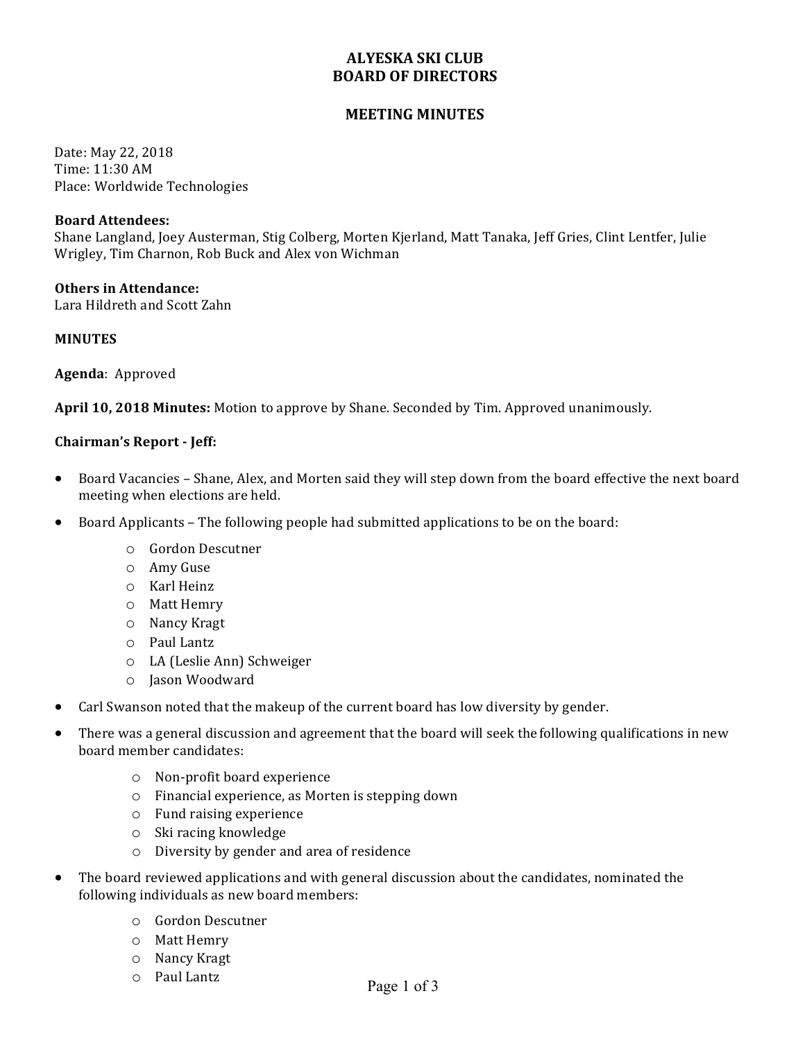# ALYESKA SKI CLUB
# BOARD OF DIRECTORS

## MEETING MINUTES

Date: May 22, 2018
Time: 11:30 AM
Place: Worldwide Technologies

**Board Attendees:**
Shane Langland, Joey Austerman, Stig Colberg, Morten Kjerland, Matt Tanaka, Jeff Gries, Clint Lentfer, Julie Wrigley, Tim Charnon, Rob Buck and Alex von Wichman

**Others in Attendance:**
Lara Hildreth and Scott Zahn

**MINUTES**

**Agenda**: Approved

**April 10, 2018 Minutes:** Motion to approve by Shane. Seconded by Tim. Approved unanimously.

**Chairman's Report - Jeff:**

- Board Vacancies – Shane, Alex, and Morten said they will step down from the board effective the next board meeting when elections are held.
- Board Applicants – The following people had submitted applications to be on the board:
  - Gordon Descutner
  - Amy Guse
  - Karl Heinz
  - Matt Hemry
  - Nancy Kragt
  - Paul Lantz
  - LA (Leslie Ann) Schweiger
  - Jason Woodward
- Carl Swanson noted that the makeup of the current board has low diversity by gender.
- There was a general discussion and agreement that the board will seek the following qualifications in new board member candidates:
  - Non-profit board experience
  - Financial experience, as Morten is stepping down
  - Fund raising experience
  - Ski racing knowledge
  - Diversity by gender and area of residence
- The board reviewed applications and with general discussion about the candidates, nominated the following individuals as new board members:
  - Gordon Descutner
  - Matt Hemry
  - Nancy Kragt
  - Paul Lantz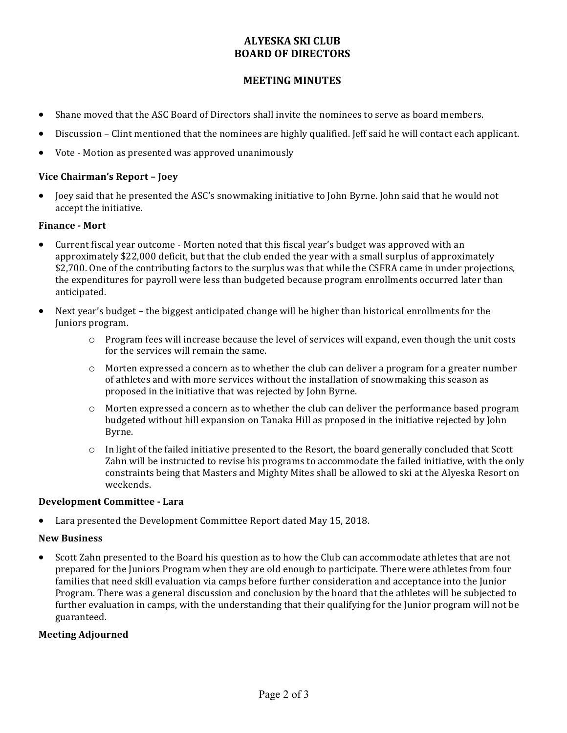**ALYESKA SKI CLUB**
**BOARD OF DIRECTORS**

**MEETING MINUTES**

- Shane moved that the ASC Board of Directors shall invite the nominees to serve as board members.
- Discussion – Clint mentioned that the nominees are highly qualified. Jeff said he will contact each applicant.
- Vote - Motion as presented was approved unanimously

**Vice Chairman's Report – Joey**

- Joey said that he presented the ASC's snowmaking initiative to John Byrne. John said that he would not accept the initiative.

**Finance - Mort**

- Current fiscal year outcome - Morten noted that this fiscal year's budget was approved with an approximately $22,000 deficit, but that the club ended the year with a small surplus of approximately $2,700. One of the contributing factors to the surplus was that while the CSFRA came in under projections, the expenditures for payroll were less than budgeted because program enrollments occurred later than anticipated.
- Next year's budget – the biggest anticipated change will be higher than historical enrollments for the Juniors program.
  - Program fees will increase because the level of services will expand, even though the unit costs for the services will remain the same.
  - Morten expressed a concern as to whether the club can deliver a program for a greater number of athletes and with more services without the installation of snowmaking this season as proposed in the initiative that was rejected by John Byrne.
  - Morten expressed a concern as to whether the club can deliver the performance based program budgeted without hill expansion on Tanaka Hill as proposed in the initiative rejected by John Byrne.
  - In light of the failed initiative presented to the Resort, the board generally concluded that Scott Zahn will be instructed to revise his programs to accommodate the failed initiative, with the only constraints being that Masters and Mighty Mites shall be allowed to ski at the Alyeska Resort on weekends.

**Development Committee - Lara**

- Lara presented the Development Committee Report dated May 15, 2018.

**New Business**

- Scott Zahn presented to the Board his question as to how the Club can accommodate athletes that are not prepared for the Juniors Program when they are old enough to participate. There were athletes from four families that need skill evaluation via camps before further consideration and acceptance into the Junior Program. There was a general discussion and conclusion by the board that the athletes will be subjected to further evaluation in camps, with the understanding that their qualifying for the Junior program will not be guaranteed.

**Meeting Adjourned**